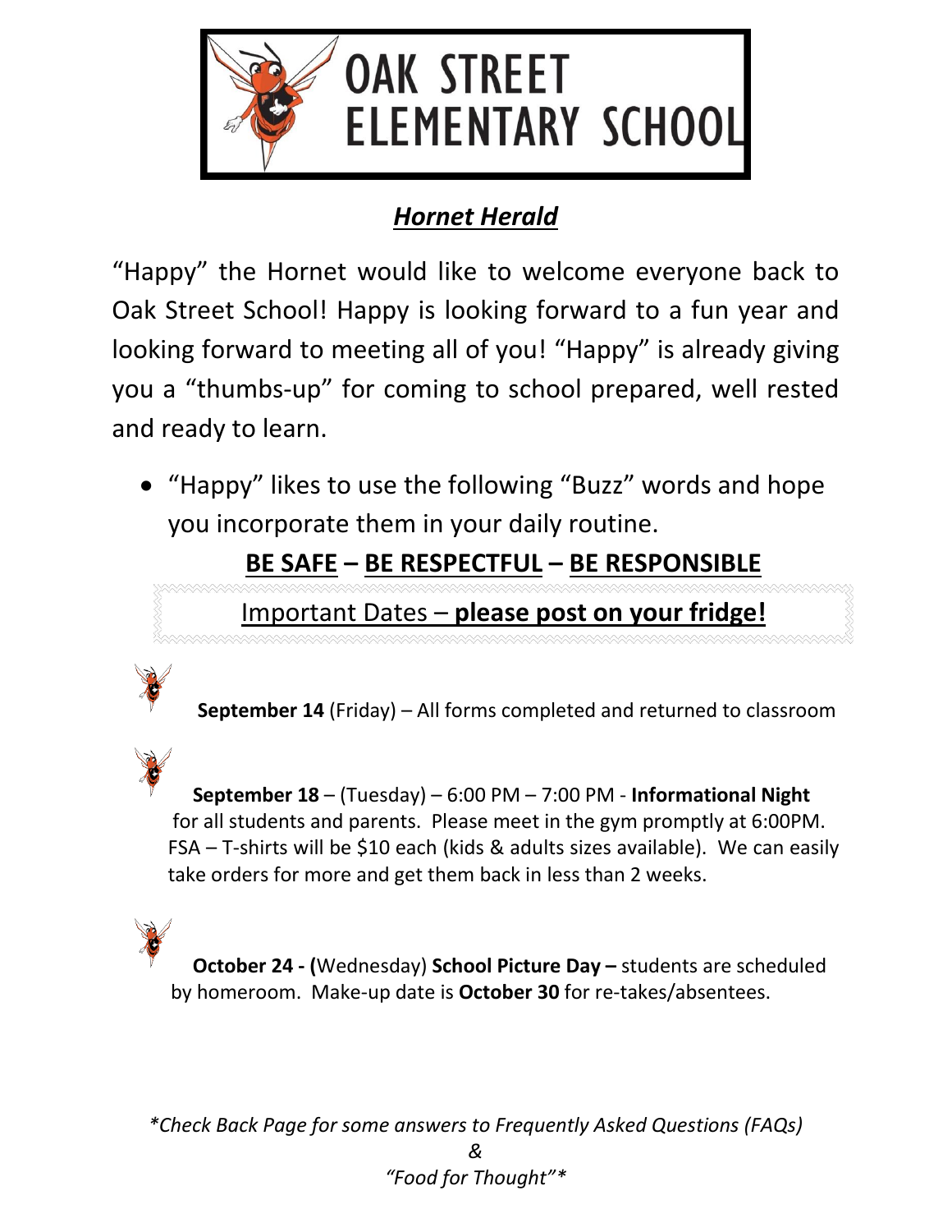# OAK STREET ELEMENTARY SCHOOL

## ***Hornet Herald***

"Happy" the Hornet would like to welcome everyone back to Oak Street School! Happy is looking forward to a fun year and looking forward to meeting all of you! "Happy" is already giving you a "thumbs-up" for coming to school prepared, well rested and ready to learn.

- "Happy" likes to use the following "Buzz" words and hope you incorporate them in your daily routine.

**BE SAFE – BE RESPECTFUL – BE RESPONSIBLE**

Important Dates – **please post on your fridge!**

**September 14** (Friday) – All forms completed and returned to classroom

**September 18** – (Tuesday) – 6:00 PM – 7:00 PM - **Informational Night** for all students and parents. Please meet in the gym promptly at 6:00PM. FSA – T-shirts will be $10 each (kids & adults sizes available). We can easily take orders for more and get them back in less than 2 weeks.

**October 24 - (**Wednesday) **School Picture Day –** students are scheduled by homeroom. Make-up date is **October 30** for re-takes/absentees.

*\*Check Back Page for some answers to Frequently Asked Questions (FAQs)*
*&*
*"Food for Thought"\**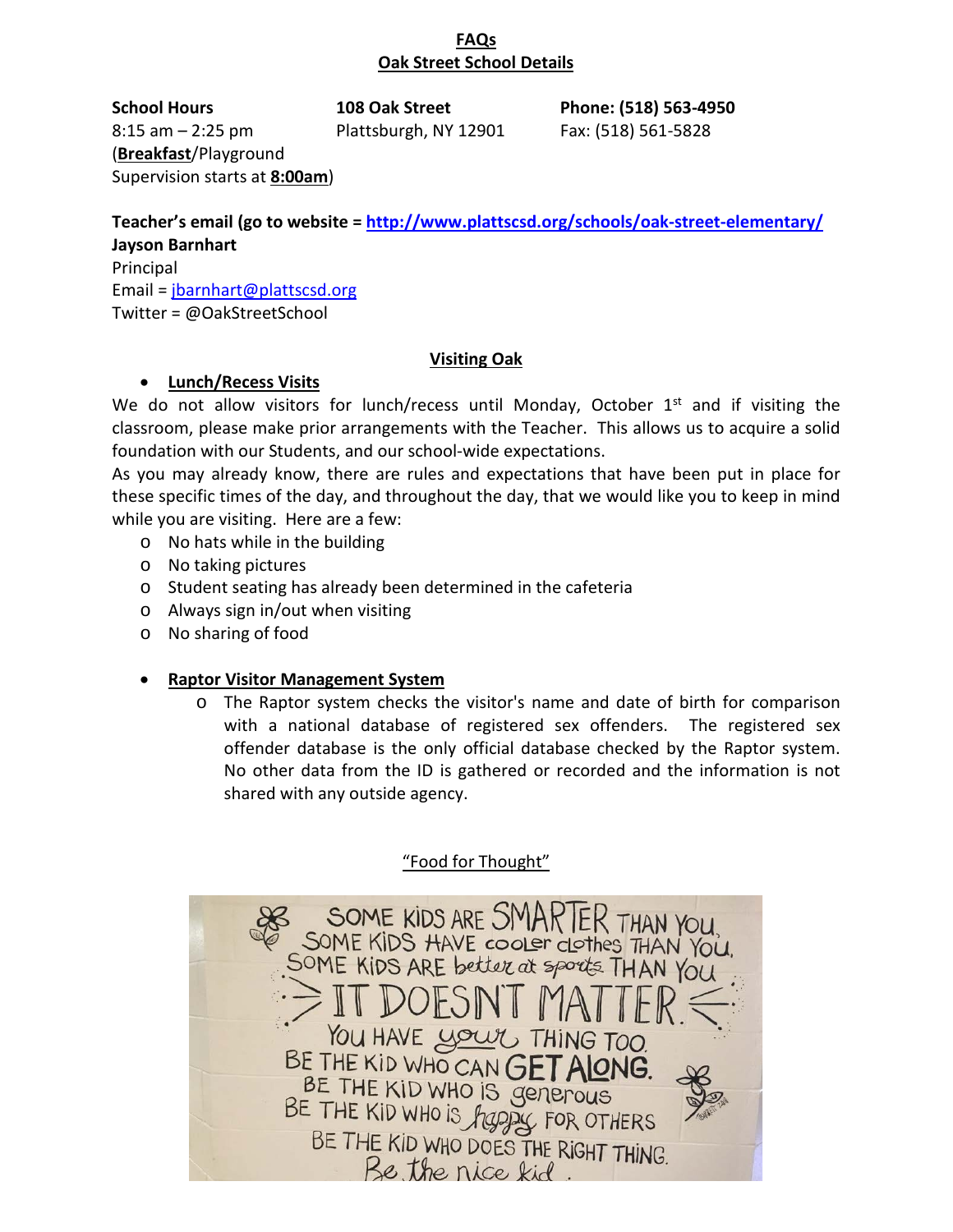# FAQs
## Oak Street School Details

**School Hours**
8:15 am – 2:25 pm
(**Breakfast**/Playground Supervision starts at **8:00am**)

**108 Oak Street**
Plattsburgh, NY 12901

**Phone: (518) 563-4950**
Fax: (518) 561-5828

**Teacher's email (go to website = http://www.plattscsd.org/schools/oak-street-elementary/**

**Jayson Barnhart**
Principal
Email = jbarnhart@plattscsd.org
Twitter = @OakStreetSchool

## Visiting Oak

- **Lunch/Recess Visits**

We do not allow visitors for lunch/recess until Monday, October 1st and if visiting the classroom, please make prior arrangements with the Teacher. This allows us to acquire a solid foundation with our Students, and our school-wide expectations.

As you may already know, there are rules and expectations that have been put in place for these specific times of the day, and throughout the day, that we would like you to keep in mind while you are visiting. Here are a few:

- No hats while in the building
- No taking pictures
- Student seating has already been determined in the cafeteria
- Always sign in/out when visiting
- No sharing of food

- **Raptor Visitor Management System**
  - The Raptor system checks the visitor's name and date of birth for comparison with a national database of registered sex offenders. The registered sex offender database is the only official database checked by the Raptor system. No other data from the ID is gathered or recorded and the information is not shared with any outside agency.

"Food for Thought"

SOME KIDS ARE SMARTER THAN YOU.
SOME KIDS HAVE cooler clothes THAN YOU.
SOME KIDS ARE better at sports THAN YOU.
IT DOESN'T MATTER.
YOU HAVE your THING TOO.
BE THE KID WHO CAN GET ALONG.
BE THE KID WHO IS generous
BE THE KID WHO IS happy FOR OTHERS
BE THE KID WHO DOES THE RIGHT THING.
Be the nice kid.